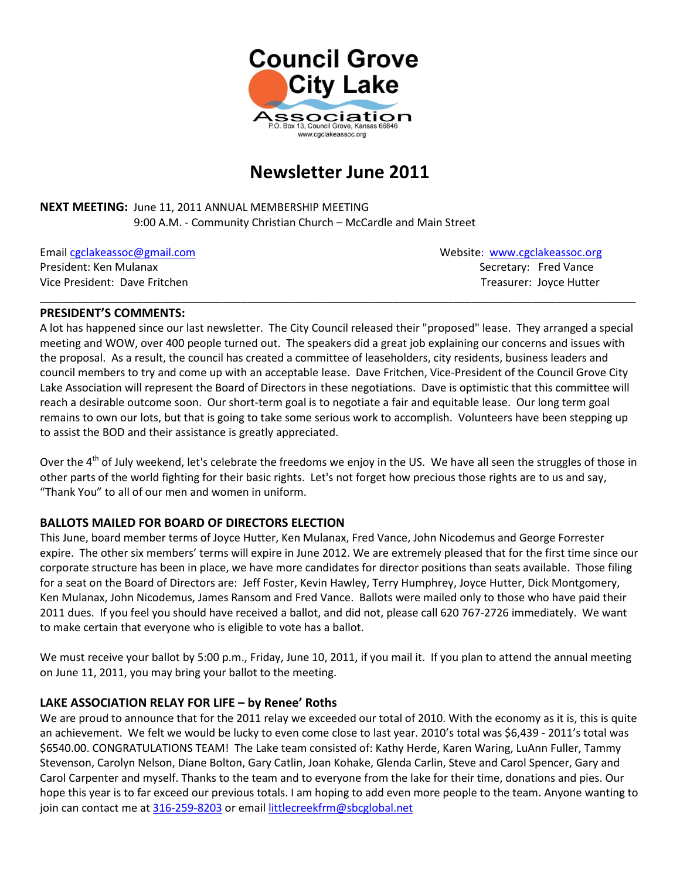Council Grove City Lake Association

P.O. Box 13, Council Grove, Kansas 66846

www.cgclakeassoc.org

# Newsletter June 2011

**NEXT MEETING:** June 11, 2011 ANNUAL MEMBERSHIP MEETING
9:00 A.M. - Community Christian Church – McCardle and Main Street

Email cgclakeassoc@gmail.com
Website: www.cgclakeassoc.org
President: Ken Mulanax
Secretary: Fred Vance
Vice President: Dave Fritchen
Treasurer: Joyce Hutter

---

## PRESIDENT'S COMMENTS:

A lot has happened since our last newsletter. The City Council released their "proposed" lease. They arranged a special meeting and WOW, over 400 people turned out. The speakers did a great job explaining our concerns and issues with the proposal. As a result, the council has created a committee of leaseholders, city residents, business leaders and council members to try and come up with an acceptable lease. Dave Fritchen, Vice-President of the Council Grove City Lake Association will represent the Board of Directors in these negotiations. Dave is optimistic that this committee will reach a desirable outcome soon. Our short-term goal is to negotiate a fair and equitable lease. Our long term goal remains to own our lots, but that is going to take some serious work to accomplish. Volunteers have been stepping up to assist the BOD and their assistance is greatly appreciated.

Over the 4th of July weekend, let's celebrate the freedoms we enjoy in the US. We have all seen the struggles of those in other parts of the world fighting for their basic rights. Let's not forget how precious those rights are to us and say, "Thank You" to all of our men and women in uniform.

## BALLOTS MAILED FOR BOARD OF DIRECTORS ELECTION

This June, board member terms of Joyce Hutter, Ken Mulanax, Fred Vance, John Nicodemus and George Forrester expire. The other six members' terms will expire in June 2012. We are extremely pleased that for the first time since our corporate structure has been in place, we have more candidates for director positions than seats available. Those filing for a seat on the Board of Directors are: Jeff Foster, Kevin Hawley, Terry Humphrey, Joyce Hutter, Dick Montgomery, Ken Mulanax, John Nicodemus, James Ransom and Fred Vance. Ballots were mailed only to those who have paid their 2011 dues. If you feel you should have received a ballot, and did not, please call 620 767-2726 immediately. We want to make certain that everyone who is eligible to vote has a ballot.

We must receive your ballot by 5:00 p.m., Friday, June 10, 2011, if you mail it. If you plan to attend the annual meeting on June 11, 2011, you may bring your ballot to the meeting.

## LAKE ASSOCIATION RELAY FOR LIFE – by Renee' Roths

We are proud to announce that for the 2011 relay we exceeded our total of 2010. With the economy as it is, this is quite an achievement. We felt we would be lucky to even come close to last year. 2010's total was $6,439 - 2011's total was $6540.00. CONGRATULATIONS TEAM! The Lake team consisted of: Kathy Herde, Karen Waring, LuAnn Fuller, Tammy Stevenson, Carolyn Nelson, Diane Bolton, Gary Catlin, Joan Kohake, Glenda Carlin, Steve and Carol Spencer, Gary and Carol Carpenter and myself. Thanks to the team and to everyone from the lake for their time, donations and pies. Our hope this year is to far exceed our previous totals. I am hoping to add even more people to the team. Anyone wanting to join can contact me at 316-259-8203 or email littlecreekfrm@sbcglobal.net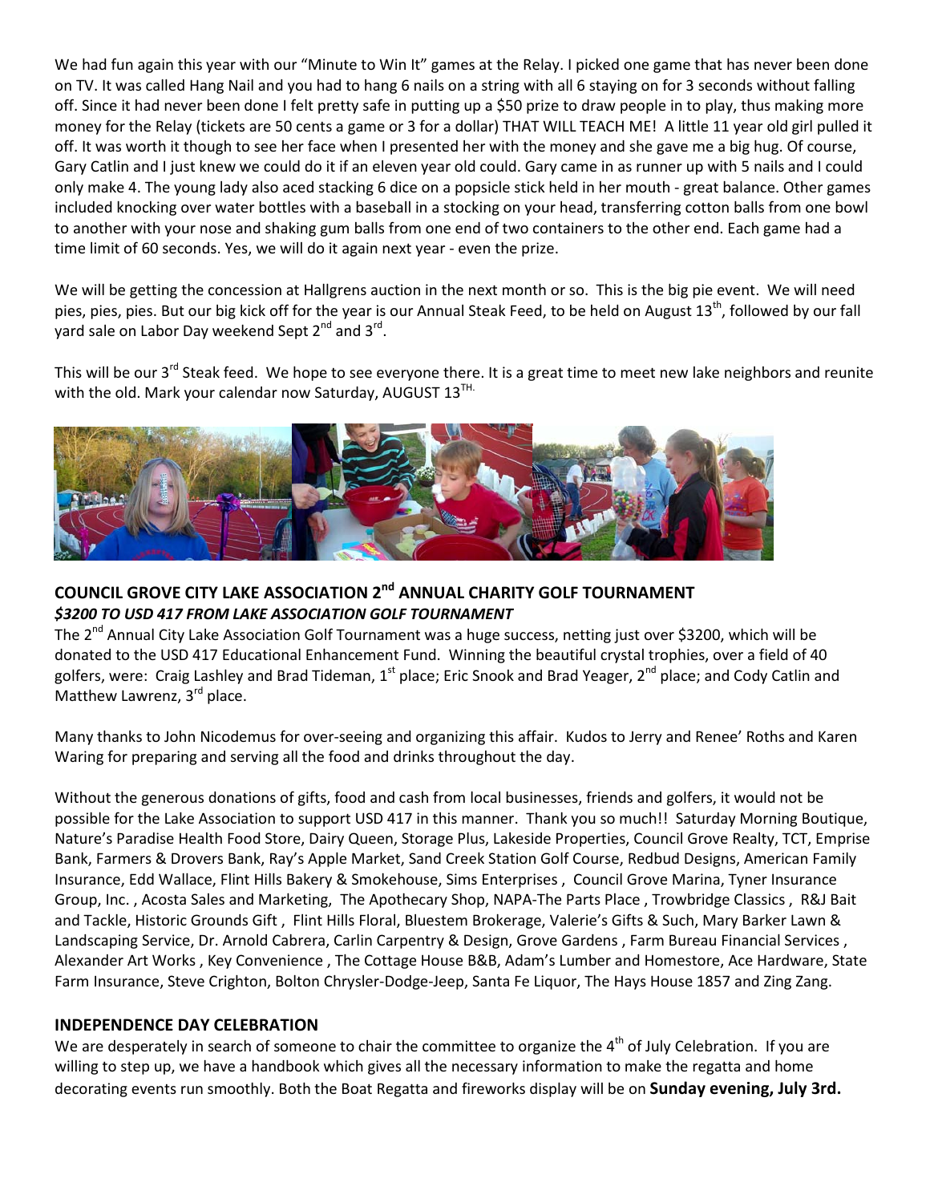We had fun again this year with our "Minute to Win It" games at the Relay. I picked one game that has never been done on TV. It was called Hang Nail and you had to hang 6 nails on a string with all 6 staying on for 3 seconds without falling off. Since it had never been done I felt pretty safe in putting up a $50 prize to draw people in to play, thus making more money for the Relay (tickets are 50 cents a game or 3 for a dollar) THAT WILL TEACH ME! A little 11 year old girl pulled it off. It was worth it though to see her face when I presented her with the money and she gave me a big hug. Of course, Gary Catlin and I just knew we could do it if an eleven year old could. Gary came in as runner up with 5 nails and I could only make 4. The young lady also aced stacking 6 dice on a popsicle stick held in her mouth - great balance. Other games included knocking over water bottles with a baseball in a stocking on your head, transferring cotton balls from one bowl to another with your nose and shaking gum balls from one end of two containers to the other end. Each game had a time limit of 60 seconds. Yes, we will do it again next year - even the prize.

We will be getting the concession at Hallgrens auction in the next month or so. This is the big pie event. We will need pies, pies, pies. But our big kick off for the year is our Annual Steak Feed, to be held on August 13th, followed by our fall yard sale on Labor Day weekend Sept 2nd and 3rd.

This will be our 3rd Steak feed. We hope to see everyone there. It is a great time to meet new lake neighbors and reunite with the old. Mark your calendar now Saturday, AUGUST 13TH.

## COUNCIL GROVE CITY LAKE ASSOCIATION 2nd ANNUAL CHARITY GOLF TOURNAMENT

***$3200 TO USD 417 FROM LAKE ASSOCIATION GOLF TOURNAMENT***

The 2nd Annual City Lake Association Golf Tournament was a huge success, netting just over $3200, which will be donated to the USD 417 Educational Enhancement Fund. Winning the beautiful crystal trophies, over a field of 40 golfers, were: Craig Lashley and Brad Tideman, 1st place; Eric Snook and Brad Yeager, 2nd place; and Cody Catlin and Matthew Lawrenz, 3rd place.

Many thanks to John Nicodemus for over-seeing and organizing this affair. Kudos to Jerry and Renee' Roths and Karen Waring for preparing and serving all the food and drinks throughout the day.

Without the generous donations of gifts, food and cash from local businesses, friends and golfers, it would not be possible for the Lake Association to support USD 417 in this manner. Thank you so much!! Saturday Morning Boutique, Nature's Paradise Health Food Store, Dairy Queen, Storage Plus, Lakeside Properties, Council Grove Realty, TCT, Emprise Bank, Farmers & Drovers Bank, Ray's Apple Market, Sand Creek Station Golf Course, Redbud Designs, American Family Insurance, Edd Wallace, Flint Hills Bakery & Smokehouse, Sims Enterprises , Council Grove Marina, Tyner Insurance Group, Inc. , Acosta Sales and Marketing, The Apothecary Shop, NAPA-The Parts Place , Trowbridge Classics , R&J Bait and Tackle, Historic Grounds Gift , Flint Hills Floral, Bluestem Brokerage, Valerie's Gifts & Such, Mary Barker Lawn & Landscaping Service, Dr. Arnold Cabrera, Carlin Carpentry & Design, Grove Gardens , Farm Bureau Financial Services , Alexander Art Works , Key Convenience , The Cottage House B&B, Adam's Lumber and Homestore, Ace Hardware, State Farm Insurance, Steve Crighton, Bolton Chrysler-Dodge-Jeep, Santa Fe Liquor, The Hays House 1857 and Zing Zang.

## INDEPENDENCE DAY CELEBRATION

We are desperately in search of someone to chair the committee to organize the 4th of July Celebration. If you are willing to step up, we have a handbook which gives all the necessary information to make the regatta and home decorating events run smoothly. Both the Boat Regatta and fireworks display will be on **Sunday evening, July 3rd.**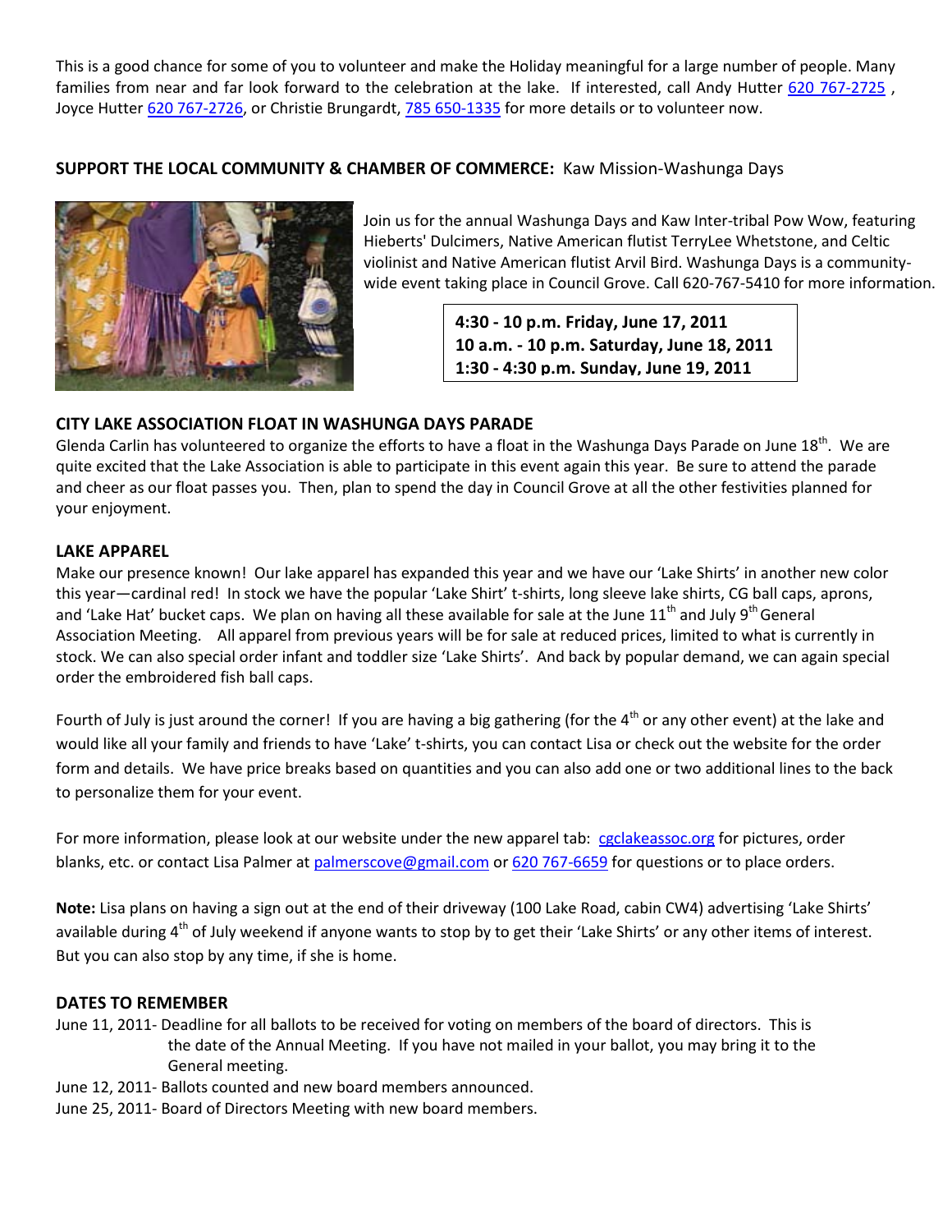This is a good chance for some of you to volunteer and make the Holiday meaningful for a large number of people. Many families from near and far look forward to the celebration at the lake. If interested, call Andy Hutter 620 767-2725 , Joyce Hutter 620 767-2726, or Christie Brungardt, 785 650-1335 for more details or to volunteer now.

**SUPPORT THE LOCAL COMMUNITY & CHAMBER OF COMMERCE:** Kaw Mission-Washunga Days

Join us for the annual Washunga Days and Kaw Inter-tribal Pow Wow, featuring Hieberts' Dulcimers, Native American flutist TerryLee Whetstone, and Celtic violinist and Native American flutist Arvil Bird. Washunga Days is a community-wide event taking place in Council Grove. Call 620-767-5410 for more information.

**4:30 - 10 p.m. Friday, June 17, 2011**
**10 a.m. - 10 p.m. Saturday, June 18, 2011**
**1:30 - 4:30 p.m. Sunday, June 19, 2011**

## CITY LAKE ASSOCIATION FLOAT IN WASHUNGA DAYS PARADE

Glenda Carlin has volunteered to organize the efforts to have a float in the Washunga Days Parade on June 18th. We are quite excited that the Lake Association is able to participate in this event again this year. Be sure to attend the parade and cheer as our float passes you. Then, plan to spend the day in Council Grove at all the other festivities planned for your enjoyment.

## LAKE APPAREL

Make our presence known! Our lake apparel has expanded this year and we have our 'Lake Shirts' in another new color this year—cardinal red! In stock we have the popular 'Lake Shirt' t-shirts, long sleeve lake shirts, CG ball caps, aprons, and 'Lake Hat' bucket caps. We plan on having all these available for sale at the June 11th and July 9th General Association Meeting. All apparel from previous years will be for sale at reduced prices, limited to what is currently in stock. We can also special order infant and toddler size 'Lake Shirts'. And back by popular demand, we can again special order the embroidered fish ball caps.

Fourth of July is just around the corner! If you are having a big gathering (for the 4th or any other event) at the lake and would like all your family and friends to have 'Lake' t-shirts, you can contact Lisa or check out the website for the order form and details. We have price breaks based on quantities and you can also add one or two additional lines to the back to personalize them for your event.

For more information, please look at our website under the new apparel tab: cgclakeassoc.org for pictures, order blanks, etc. or contact Lisa Palmer at palmerscove@gmail.com or 620 767-6659 for questions or to place orders.

**Note:** Lisa plans on having a sign out at the end of their driveway (100 Lake Road, cabin CW4) advertising 'Lake Shirts' available during 4th of July weekend if anyone wants to stop by to get their 'Lake Shirts' or any other items of interest. But you can also stop by any time, if she is home.

## DATES TO REMEMBER

June 11, 2011- Deadline for all ballots to be received for voting on members of the board of directors. This is the date of the Annual Meeting. If you have not mailed in your ballot, you may bring it to the General meeting.

June 12, 2011- Ballots counted and new board members announced.

June 25, 2011- Board of Directors Meeting with new board members.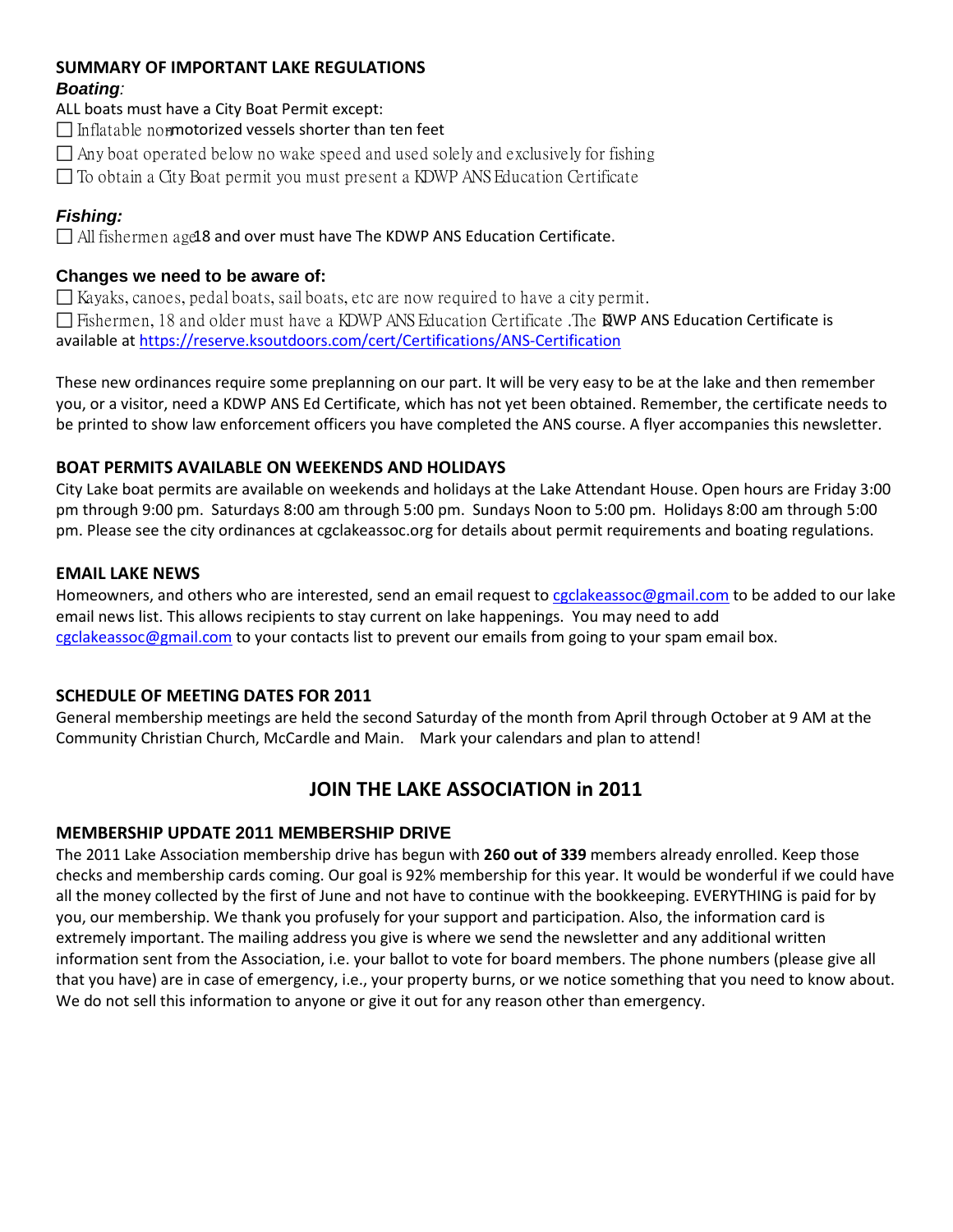**SUMMARY OF IMPORTANT LAKE REGULATIONS**

***Boating**:*

ALL boats must have a City Boat Permit except:

- ☐ Inflatable non-motorized vessels shorter than ten feet
- ☐ Any boat operated below no wake speed and used solely and exclusively for fishing
- ☐ To obtain a City Boat permit you must present a KDWP ANS Education Certificate

***Fishing:***

- ☐ All fishermen age 18 and over must have The KDWP ANS Education Certificate.

**Changes we need to be aware of:**

- ☐ Kayaks, canoes, pedal boats, sail boats, etc are now required to have a city permit.
- ☐ Fishermen, 18 and older must have a KDWP ANS Education Certificate . The KDWP ANS Education Certificate is available at https://reserve.ksoutdoors.com/cert/Certifications/ANS-Certification

These new ordinances require some preplanning on our part. It will be very easy to be at the lake and then remember you, or a visitor, need a KDWP ANS Ed Certificate, which has not yet been obtained. Remember, the certificate needs to be printed to show law enforcement officers you have completed the ANS course. A flyer accompanies this newsletter.

**BOAT PERMITS AVAILABLE ON WEEKENDS AND HOLIDAYS**

City Lake boat permits are available on weekends and holidays at the Lake Attendant House. Open hours are Friday 3:00 pm through 9:00 pm. Saturdays 8:00 am through 5:00 pm. Sundays Noon to 5:00 pm. Holidays 8:00 am through 5:00 pm. Please see the city ordinances at cgclakeassoc.org for details about permit requirements and boating regulations.

**EMAIL LAKE NEWS**

Homeowners, and others who are interested, send an email request to cgclakeassoc@gmail.com to be added to our lake email news list. This allows recipients to stay current on lake happenings. You may need to add cgclakeassoc@gmail.com to your contacts list to prevent our emails from going to your spam email box.

**SCHEDULE OF MEETING DATES FOR 2011**

General membership meetings are held the second Saturday of the month from April through October at 9 AM at the Community Christian Church, McCardle and Main. Mark your calendars and plan to attend!

## JOIN THE LAKE ASSOCIATION in 2011

**MEMBERSHIP UPDATE 2011 MEMBERSHIP DRIVE**

The 2011 Lake Association membership drive has begun with **260 out of 339** members already enrolled. Keep those checks and membership cards coming. Our goal is 92% membership for this year. It would be wonderful if we could have all the money collected by the first of June and not have to continue with the bookkeeping. EVERYTHING is paid for by you, our membership. We thank you profusely for your support and participation. Also, the information card is extremely important. The mailing address you give is where we send the newsletter and any additional written information sent from the Association, i.e. your ballot to vote for board members. The phone numbers (please give all that you have) are in case of emergency, i.e., your property burns, or we notice something that you need to know about. We do not sell this information to anyone or give it out for any reason other than emergency.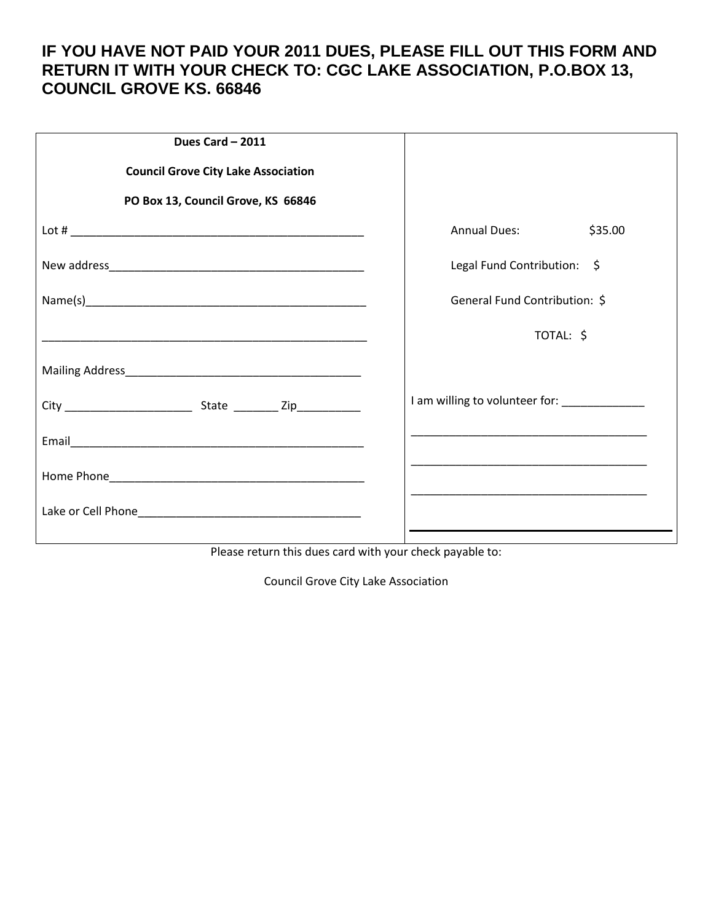**IF YOU HAVE NOT PAID YOUR 2011 DUES, PLEASE FILL OUT THIS FORM AND RETURN IT WITH YOUR CHECK TO: CGC LAKE ASSOCIATION, P.O.BOX 13, COUNCIL GROVE KS. 66846**

| | |
|---|---|
| **Dues Card – 2011** | |
| **Council Grove City Lake Association** | |
| **PO Box 13, Council Grove, KS 66846** | |
| Lot # _______________________________________________ | Annual Dues: $35.00 |
| New address_________________________________________ | Legal Fund Contribution: $ |
| Name(s)_____________________________________________ | General Fund Contribution: $ |
| ____________________________________________________ | TOTAL: $ |
| Mailing Address______________________________________ | |
| City ____________________ State _______ Zip__________ | I am willing to volunteer for: _____________ |
| Email_______________________________________________ | _____________________________________ |
| Home Phone__________________________________________ | _____________________________________ |
| Lake or Cell Phone____________________________________ | _____________________________________ |

Please return this dues card with your check payable to:

Council Grove City Lake Association